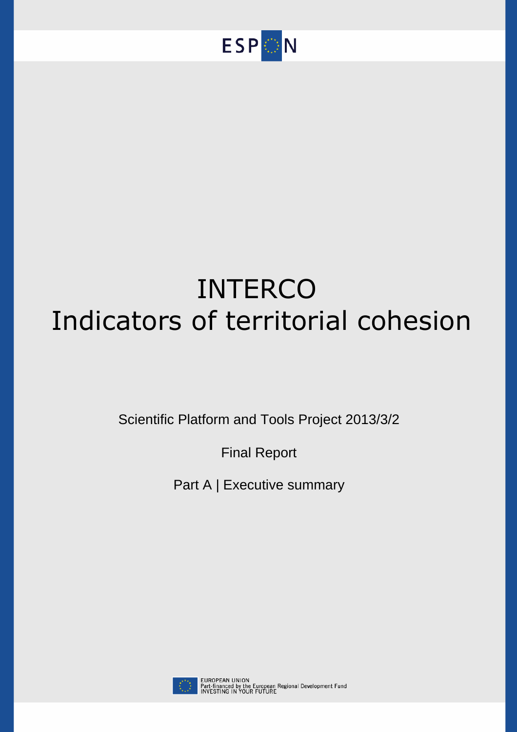ESPON

# INTERCO
# Indicators of territorial cohesion

Scientific Platform and Tools Project 2013/3/2

Final Report

Part A | Executive summary

EUROPEAN UNION
Part-financed by the European Regional Development Fund
INVESTING IN YOUR FUTURE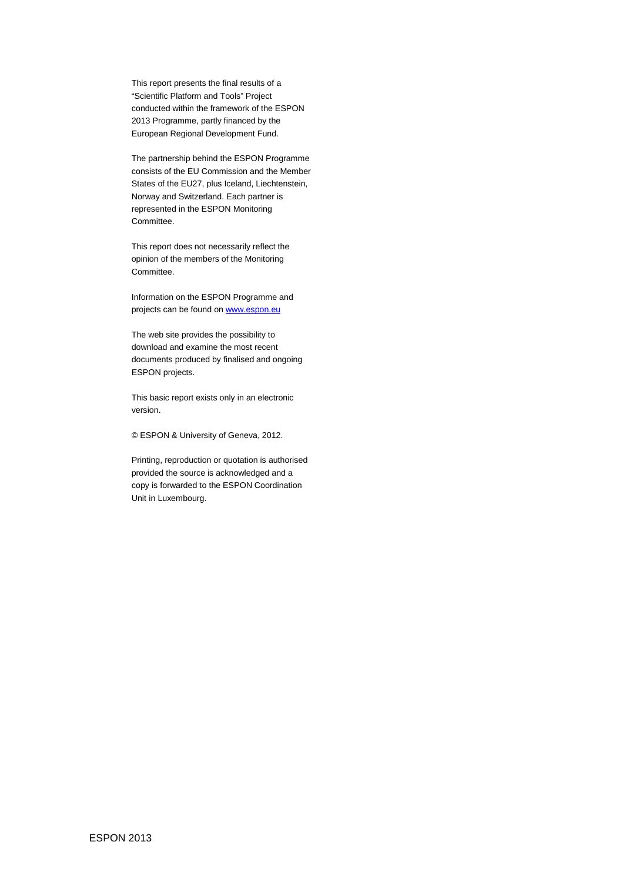This report presents the final results of a "Scientific Platform and Tools" Project conducted within the framework of the ESPON 2013 Programme, partly financed by the European Regional Development Fund.

The partnership behind the ESPON Programme consists of the EU Commission and the Member States of the EU27, plus Iceland, Liechtenstein, Norway and Switzerland. Each partner is represented in the ESPON Monitoring Committee.

This report does not necessarily reflect the opinion of the members of the Monitoring Committee.

Information on the ESPON Programme and projects can be found on www.espon.eu

The web site provides the possibility to download and examine the most recent documents produced by finalised and ongoing ESPON projects.

This basic report exists only in an electronic version.

© ESPON & University of Geneva, 2012.

Printing, reproduction or quotation is authorised provided the source is acknowledged and a copy is forwarded to the ESPON Coordination Unit in Luxembourg.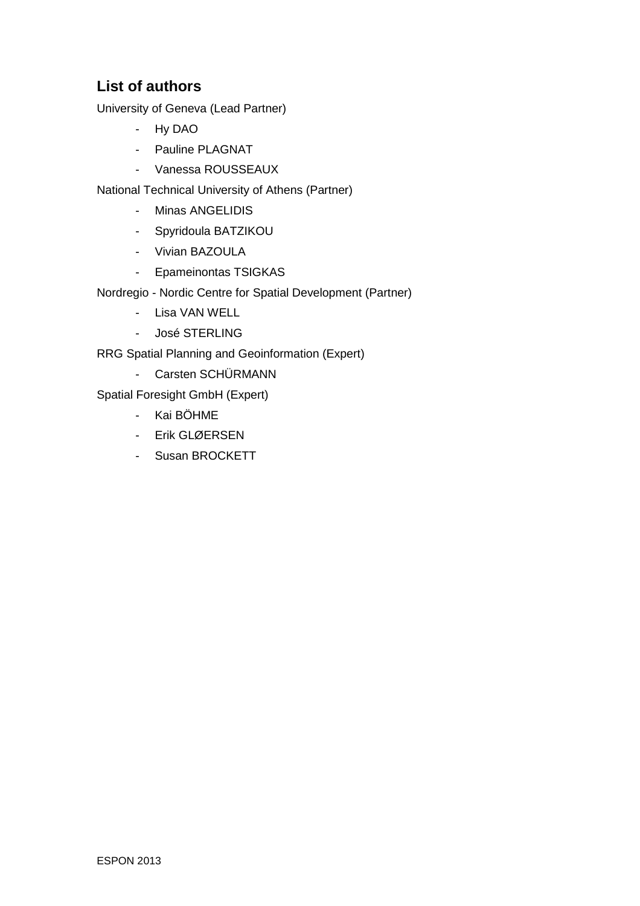## List of authors

University of Geneva (Lead Partner)

- Hy DAO
- Pauline PLAGNAT
- Vanessa ROUSSEAUX

National Technical University of Athens (Partner)

- Minas ANGELIDIS
- Spyridoula BATZIKOU
- Vivian BAZOULA
- Epameinontas TSIGKAS

Nordregio - Nordic Centre for Spatial Development (Partner)

- Lisa VAN WELL
- José STERLING

RRG Spatial Planning and Geoinformation (Expert)

- Carsten SCHÜRMANN

Spatial Foresight GmbH (Expert)

- Kai BÖHME
- Erik GLØERSEN
- Susan BROCKETT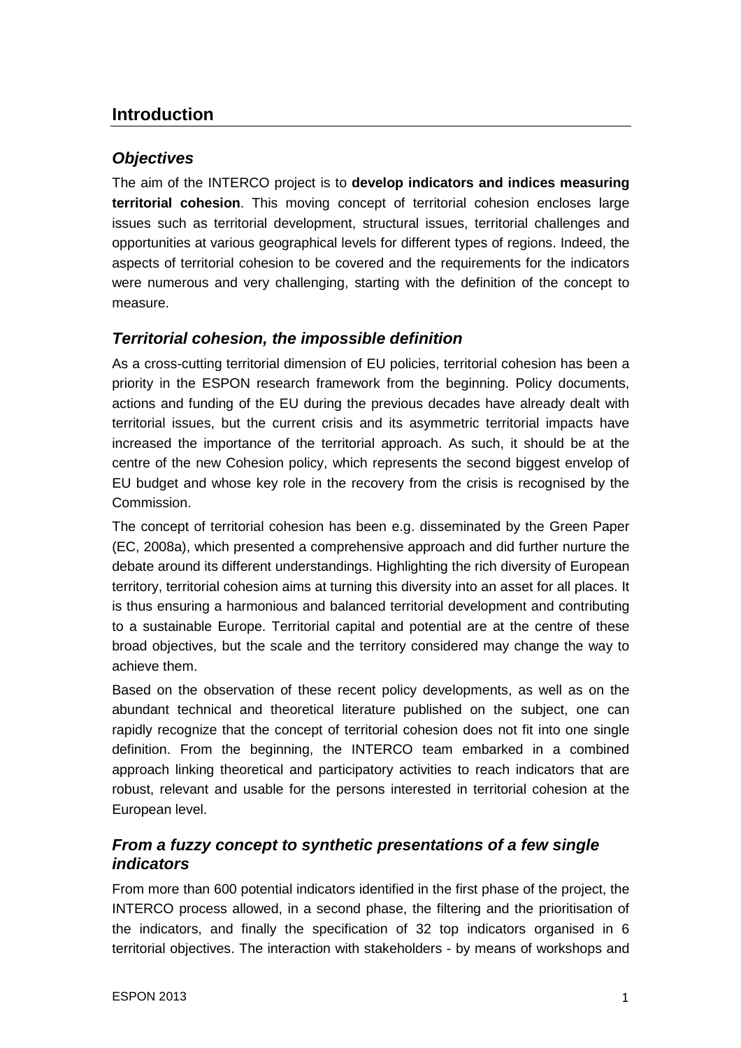## Introduction

### *Objectives*

The aim of the INTERCO project is to **develop indicators and indices measuring territorial cohesion**. This moving concept of territorial cohesion encloses large issues such as territorial development, structural issues, territorial challenges and opportunities at various geographical levels for different types of regions. Indeed, the aspects of territorial cohesion to be covered and the requirements for the indicators were numerous and very challenging, starting with the definition of the concept to measure.

### *Territorial cohesion, the impossible definition*

As a cross-cutting territorial dimension of EU policies, territorial cohesion has been a priority in the ESPON research framework from the beginning. Policy documents, actions and funding of the EU during the previous decades have already dealt with territorial issues, but the current crisis and its asymmetric territorial impacts have increased the importance of the territorial approach. As such, it should be at the centre of the new Cohesion policy, which represents the second biggest envelop of EU budget and whose key role in the recovery from the crisis is recognised by the Commission.

The concept of territorial cohesion has been e.g. disseminated by the Green Paper (EC, 2008a), which presented a comprehensive approach and did further nurture the debate around its different understandings. Highlighting the rich diversity of European territory, territorial cohesion aims at turning this diversity into an asset for all places. It is thus ensuring a harmonious and balanced territorial development and contributing to a sustainable Europe. Territorial capital and potential are at the centre of these broad objectives, but the scale and the territory considered may change the way to achieve them.

Based on the observation of these recent policy developments, as well as on the abundant technical and theoretical literature published on the subject, one can rapidly recognize that the concept of territorial cohesion does not fit into one single definition. From the beginning, the INTERCO team embarked in a combined approach linking theoretical and participatory activities to reach indicators that are robust, relevant and usable for the persons interested in territorial cohesion at the European level.

### *From a fuzzy concept to synthetic presentations of a few single indicators*

From more than 600 potential indicators identified in the first phase of the project, the INTERCO process allowed, in a second phase, the filtering and the prioritisation of the indicators, and finally the specification of 32 top indicators organised in 6 territorial objectives. The interaction with stakeholders - by means of workshops and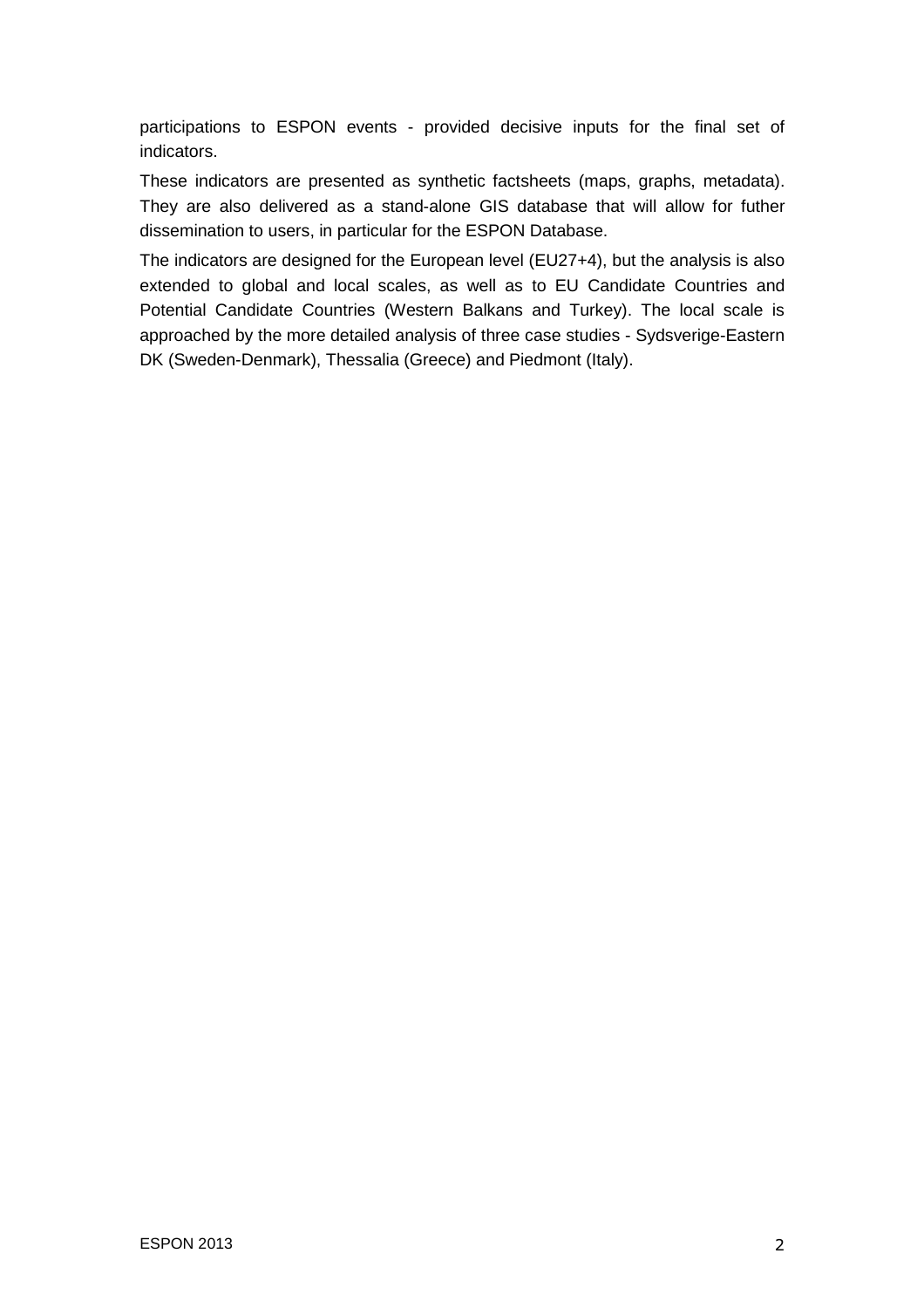participations to ESPON events - provided decisive inputs for the final set of indicators.

These indicators are presented as synthetic factsheets (maps, graphs, metadata). They are also delivered as a stand-alone GIS database that will allow for futher dissemination to users, in particular for the ESPON Database.

The indicators are designed for the European level (EU27+4), but the analysis is also extended to global and local scales, as well as to EU Candidate Countries and Potential Candidate Countries (Western Balkans and Turkey). The local scale is approached by the more detailed analysis of three case studies - Sydsverige-Eastern DK (Sweden-Denmark), Thessalia (Greece) and Piedmont (Italy).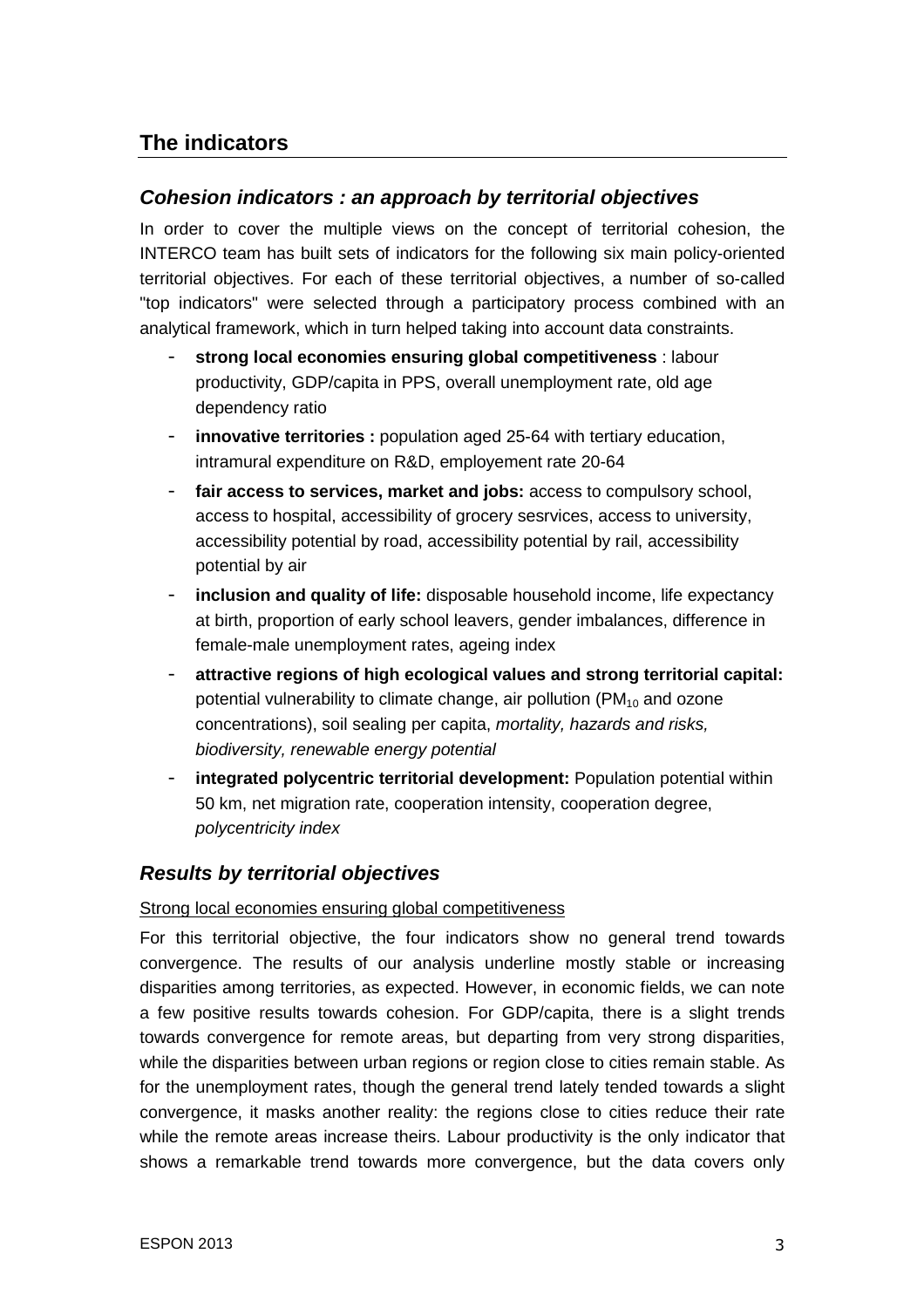## The indicators

### *Cohesion indicators : an approach by territorial objectives*

In order to cover the multiple views on the concept of territorial cohesion, the INTERCO team has built sets of indicators for the following six main policy-oriented territorial objectives. For each of these territorial objectives, a number of so-called "top indicators" were selected through a participatory process combined with an analytical framework, which in turn helped taking into account data constraints.

- **strong local economies ensuring global competitiveness** : labour productivity, GDP/capita in PPS, overall unemployment rate, old age dependency ratio
- **innovative territories :** population aged 25-64 with tertiary education, intramural expenditure on R&D, employement rate 20-64
- **fair access to services, market and jobs:** access to compulsory school, access to hospital, accessibility of grocery sesrvices, access to university, accessibility potential by road, accessibility potential by rail, accessibility potential by air
- **inclusion and quality of life:** disposable household income, life expectancy at birth, proportion of early school leavers, gender imbalances, difference in female-male unemployment rates, ageing index
- **attractive regions of high ecological values and strong territorial capital:** potential vulnerability to climate change, air pollution ($PM_{10}$ and ozone concentrations), soil sealing per capita, *mortality, hazards and risks, biodiversity, renewable energy potential*
- **integrated polycentric territorial development:** Population potential within 50 km, net migration rate, cooperation intensity, cooperation degree, *polycentricity index*

### *Results by territorial objectives*

Strong local economies ensuring global competitiveness

For this territorial objective, the four indicators show no general trend towards convergence. The results of our analysis underline mostly stable or increasing disparities among territories, as expected. However, in economic fields, we can note a few positive results towards cohesion. For GDP/capita, there is a slight trends towards convergence for remote areas, but departing from very strong disparities, while the disparities between urban regions or region close to cities remain stable. As for the unemployment rates, though the general trend lately tended towards a slight convergence, it masks another reality: the regions close to cities reduce their rate while the remote areas increase theirs. Labour productivity is the only indicator that shows a remarkable trend towards more convergence, but the data covers only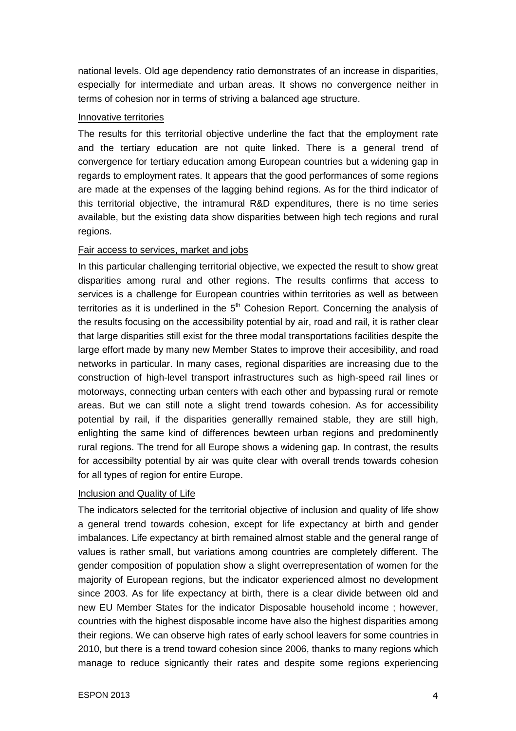national levels. Old age dependency ratio demonstrates of an increase in disparities, especially for intermediate and urban areas. It shows no convergence neither in terms of cohesion nor in terms of striving a balanced age structure.

Innovative territories

The results for this territorial objective underline the fact that the employment rate and the tertiary education are not quite linked. There is a general trend of convergence for tertiary education among European countries but a widening gap in regards to employment rates. It appears that the good performances of some regions are made at the expenses of the lagging behind regions. As for the third indicator of this territorial objective, the intramural R&D expenditures, there is no time series available, but the existing data show disparities between high tech regions and rural regions.

Fair access to services, market and jobs

In this particular challenging territorial objective, we expected the result to show great disparities among rural and other regions. The results confirms that access to services is a challenge for European countries within territories as well as between territories as it is underlined in the 5th Cohesion Report. Concerning the analysis of the results focusing on the accessibility potential by air, road and rail, it is rather clear that large disparities still exist for the three modal transportations facilities despite the large effort made by many new Member States to improve their accesibility, and road networks in particular. In many cases, regional disparities are increasing due to the construction of high-level transport infrastructures such as high-speed rail lines or motorways, connecting urban centers with each other and bypassing rural or remote areas. But we can still note a slight trend towards cohesion. As for accessibility potential by rail, if the disparities generallly remained stable, they are still high, enlighting the same kind of differences bewteen urban regions and predominently rural regions. The trend for all Europe shows a widening gap. In contrast, the results for accessibilty potential by air was quite clear with overall trends towards cohesion for all types of region for entire Europe.

Inclusion and Quality of Life

The indicators selected for the territorial objective of inclusion and quality of life show a general trend towards cohesion, except for life expectancy at birth and gender imbalances. Life expectancy at birth remained almost stable and the general range of values is rather small, but variations among countries are completely different. The gender composition of population show a slight overrepresentation of women for the majority of European regions, but the indicator experienced almost no development since 2003. As for life expectancy at birth, there is a clear divide between old and new EU Member States for the indicator Disposable household income ; however, countries with the highest disposable income have also the highest disparities among their regions. We can observe high rates of early school leavers for some countries in 2010, but there is a trend toward cohesion since 2006, thanks to many regions which manage to reduce signicantly their rates and despite some regions experiencing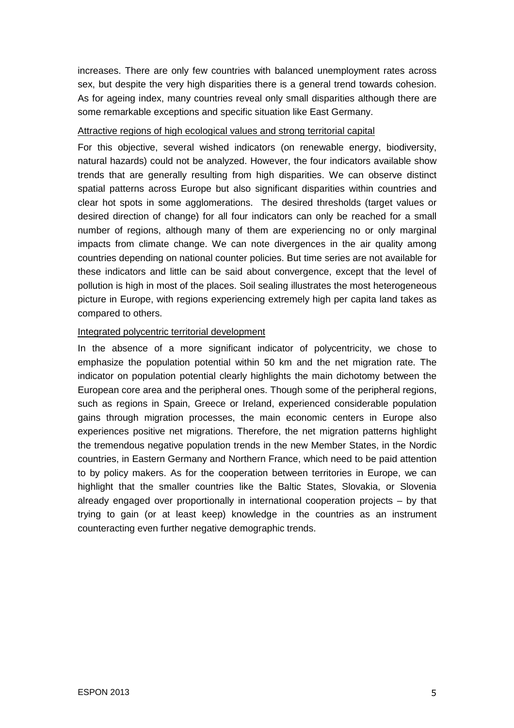increases. There are only few countries with balanced unemployment rates across sex, but despite the very high disparities there is a general trend towards cohesion. As for ageing index, many countries reveal only small disparities although there are some remarkable exceptions and specific situation like East Germany.

Attractive regions of high ecological values and strong territorial capital

For this objective, several wished indicators (on renewable energy, biodiversity, natural hazards) could not be analyzed. However, the four indicators available show trends that are generally resulting from high disparities. We can observe distinct spatial patterns across Europe but also significant disparities within countries and clear hot spots in some agglomerations. The desired thresholds (target values or desired direction of change) for all four indicators can only be reached for a small number of regions, although many of them are experiencing no or only marginal impacts from climate change. We can note divergences in the air quality among countries depending on national counter policies. But time series are not available for these indicators and little can be said about convergence, except that the level of pollution is high in most of the places. Soil sealing illustrates the most heterogeneous picture in Europe, with regions experiencing extremely high per capita land takes as compared to others.

Integrated polycentric territorial development

In the absence of a more significant indicator of polycentricity, we chose to emphasize the population potential within 50 km and the net migration rate. The indicator on population potential clearly highlights the main dichotomy between the European core area and the peripheral ones. Though some of the peripheral regions, such as regions in Spain, Greece or Ireland, experienced considerable population gains through migration processes, the main economic centers in Europe also experiences positive net migrations. Therefore, the net migration patterns highlight the tremendous negative population trends in the new Member States, in the Nordic countries, in Eastern Germany and Northern France, which need to be paid attention to by policy makers. As for the cooperation between territories in Europe, we can highlight that the smaller countries like the Baltic States, Slovakia, or Slovenia already engaged over proportionally in international cooperation projects – by that trying to gain (or at least keep) knowledge in the countries as an instrument counteracting even further negative demographic trends.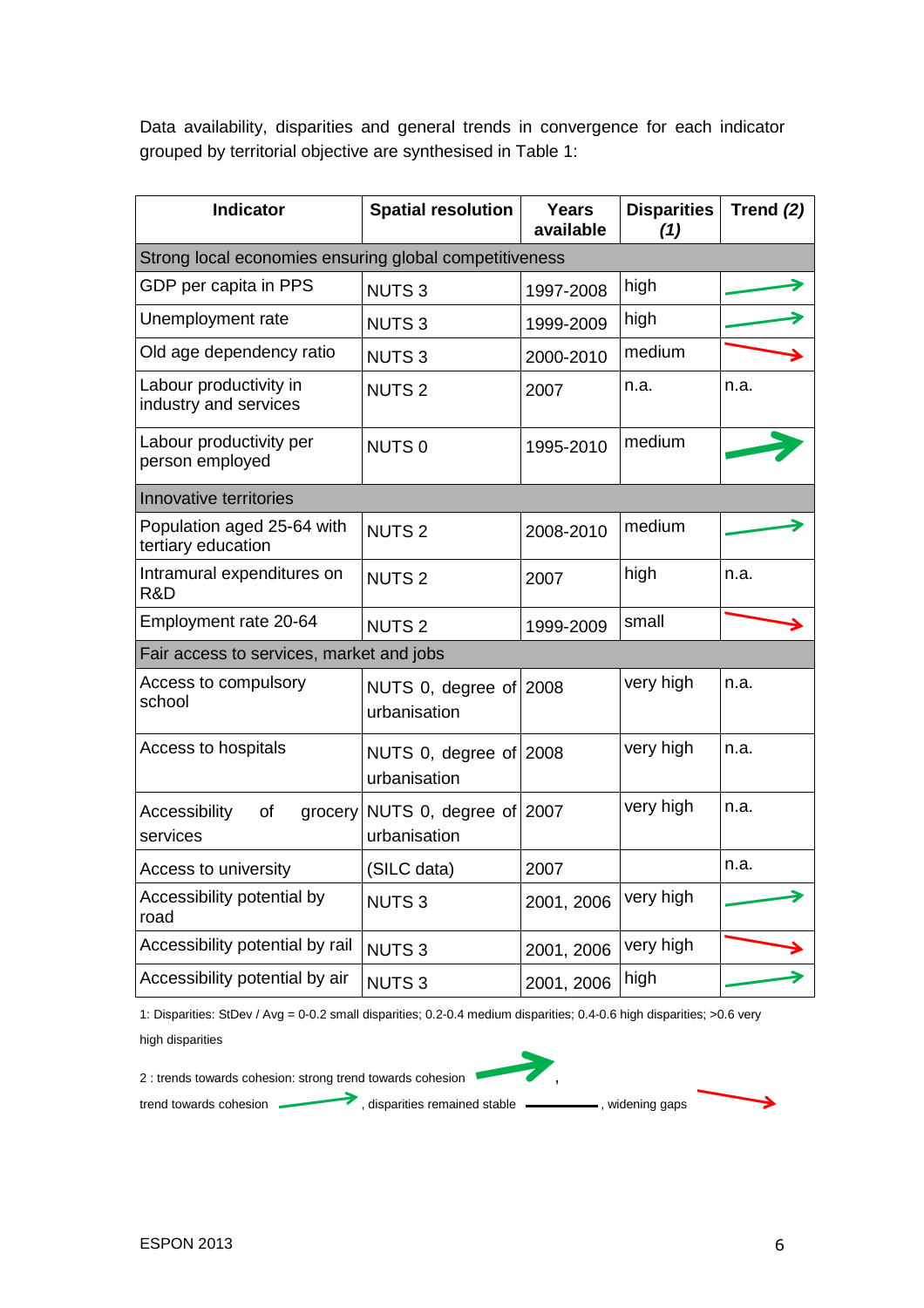Data availability, disparities and general trends in convergence for each indicator grouped by territorial objective are synthesised in Table 1:

| Indicator | Spatial resolution | Years available | Disparities *(1)* | Trend *(2)* |
|---|---|---|---|---|
| **Strong local economies ensuring global competitiveness** | | | | |
| GDP per capita in PPS | NUTS 3 | 1997-2008 | high | trend towards cohesion |
| Unemployment rate | NUTS 3 | 1999-2009 | high | trend towards cohesion |
| Old age dependency ratio | NUTS 3 | 2000-2010 | medium | widening gaps |
| Labour productivity in industry and services | NUTS 2 | 2007 | n.a. | n.a. |
| Labour productivity per person employed | NUTS 0 | 1995-2010 | medium | strong trend towards cohesion |
| **Innovative territories** | | | | |
| Population aged 25-64 with tertiary education | NUTS 2 | 2008-2010 | medium | trend towards cohesion |
| Intramural expenditures on R&D | NUTS 2 | 2007 | high | n.a. |
| Employment rate 20-64 | NUTS 2 | 1999-2009 | small | widening gaps |
| **Fair access to services, market and jobs** | | | | |
| Access to compulsory school | NUTS 0, degree of urbanisation | 2008 | very high | n.a. |
| Access to hospitals | NUTS 0, degree of urbanisation | 2008 | very high | n.a. |
| Accessibility of grocery services | NUTS 0, degree of urbanisation | 2007 | very high | n.a. |
| Access to university | (SILC data) | 2007 | | n.a. |
| Accessibility potential by road | NUTS 3 | 2001, 2006 | very high | trend towards cohesion |
| Accessibility potential by rail | NUTS 3 | 2001, 2006 | very high | widening gaps |
| Accessibility potential by air | NUTS 3 | 2001, 2006 | high | trend towards cohesion |

1: Disparities: StDev / Avg = 0-0.2 small disparities; 0.2-0.4 medium disparities; 0.4-0.6 high disparities; >0.6 very high disparities

2 : trends towards cohesion: strong trend towards cohesion (thick green arrow), trend towards cohesion (thin green arrow), disparities remained stable (black line), widening gaps (red arrow)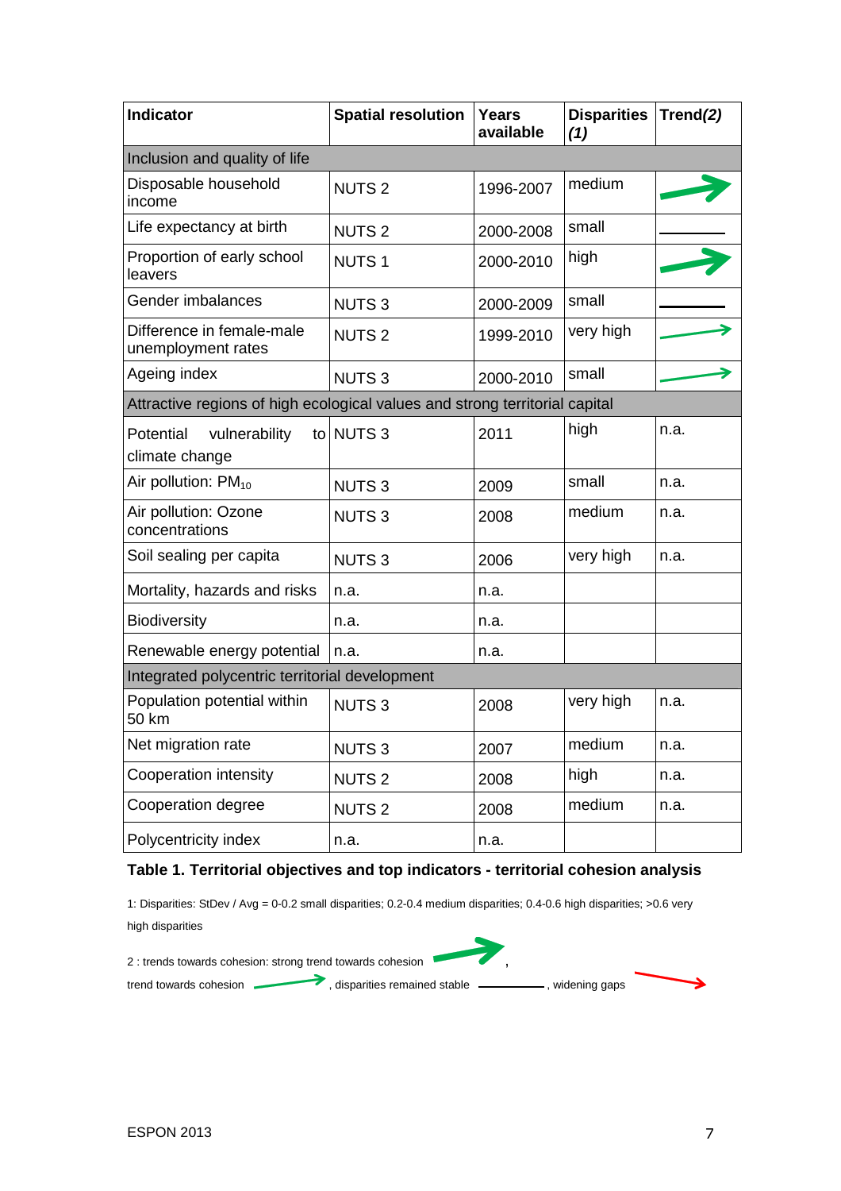| Indicator | Spatial resolution | Years available | Disparities *(1)* | Trend*(2)* |
|---|---|---|---|---|
| Inclusion and quality of life | | | | |
| Disposable household income | NUTS 2 | 1996-2007 | medium | strong trend towards cohesion |
| Life expectancy at birth | NUTS 2 | 2000-2008 | small | disparities remained stable |
| Proportion of early school leavers | NUTS 1 | 2000-2010 | high | strong trend towards cohesion |
| Gender imbalances | NUTS 3 | 2000-2009 | small | disparities remained stable |
| Difference in female-male unemployment rates | NUTS 2 | 1999-2010 | very high | trend towards cohesion |
| Ageing index | NUTS 3 | 2000-2010 | small | trend towards cohesion |
| Attractive regions of high ecological values and strong territorial capital | | | | |
| Potential vulnerability to climate change | NUTS 3 | 2011 | high | n.a. |
| Air pollution: $PM_{10}$ | NUTS 3 | 2009 | small | n.a. |
| Air pollution: Ozone concentrations | NUTS 3 | 2008 | medium | n.a. |
| Soil sealing per capita | NUTS 3 | 2006 | very high | n.a. |
| Mortality, hazards and risks | n.a. | n.a. | | |
| Biodiversity | n.a. | n.a. | | |
| Renewable energy potential | n.a. | n.a. | | |
| Integrated polycentric territorial development | | | | |
| Population potential within 50 km | NUTS 3 | 2008 | very high | n.a. |
| Net migration rate | NUTS 3 | 2007 | medium | n.a. |
| Cooperation intensity | NUTS 2 | 2008 | high | n.a. |
| Cooperation degree | NUTS 2 | 2008 | medium | n.a. |
| Polycentricity index | n.a. | n.a. | | |

**Table 1. Territorial objectives and top indicators - territorial cohesion analysis**

1: Disparities: StDev / Avg = 0-0.2 small disparities; 0.2-0.4 medium disparities; 0.4-0.6 high disparities; >0.6 very high disparities

2 : trends towards cohesion: strong trend towards cohesion (thick green arrow), trend towards cohesion (thin green arrow), disparities remained stable (black line), widening gaps (red arrow)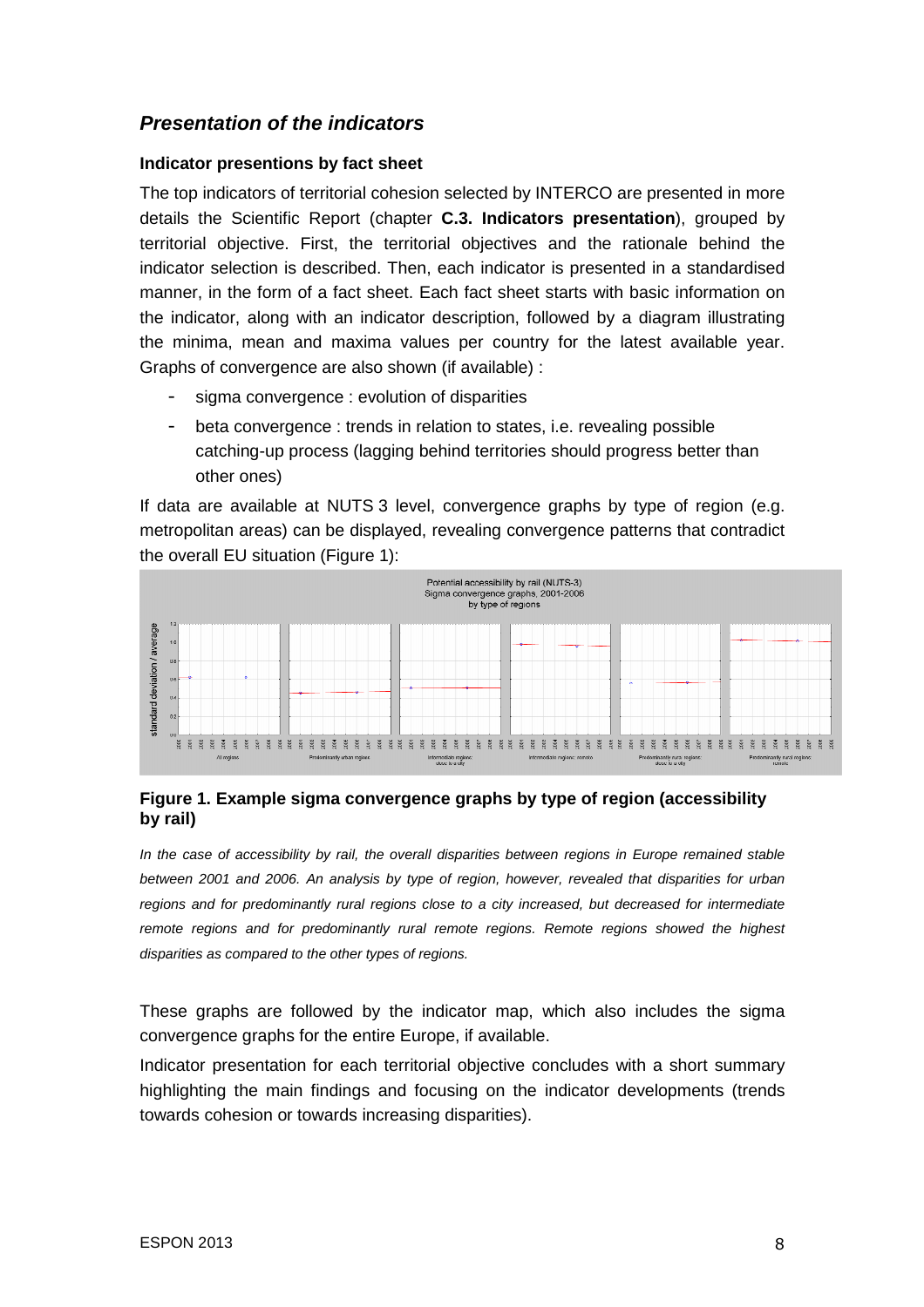## *Presentation of the indicators*

### Indicator presentions by fact sheet

The top indicators of territorial cohesion selected by INTERCO are presented in more details the Scientific Report (chapter **C.3. Indicators presentation**), grouped by territorial objective. First, the territorial objectives and the rationale behind the indicator selection is described. Then, each indicator is presented in a standardised manner, in the form of a fact sheet. Each fact sheet starts with basic information on the indicator, along with an indicator description, followed by a diagram illustrating the minima, mean and maxima values per country for the latest available year. Graphs of convergence are also shown (if available) :

- sigma convergence : evolution of disparities
- beta convergence : trends in relation to states, i.e. revealing possible catching-up process (lagging behind territories should progress better than other ones)

If data are available at NUTS 3 level, convergence graphs by type of region (e.g. metropolitan areas) can be displayed, revealing convergence patterns that contradict the overall EU situation (Figure 1):

**Figure 1. Example sigma convergence graphs by type of region (accessibility by rail)**

*In the case of accessibility by rail, the overall disparities between regions in Europe remained stable between 2001 and 2006. An analysis by type of region, however, revealed that disparities for urban regions and for predominantly rural regions close to a city increased, but decreased for intermediate remote regions and for predominantly rural remote regions. Remote regions showed the highest disparities as compared to the other types of regions.*

These graphs are followed by the indicator map, which also includes the sigma convergence graphs for the entire Europe, if available.

Indicator presentation for each territorial objective concludes with a short summary highlighting the main findings and focusing on the indicator developments (trends towards cohesion or towards increasing disparities).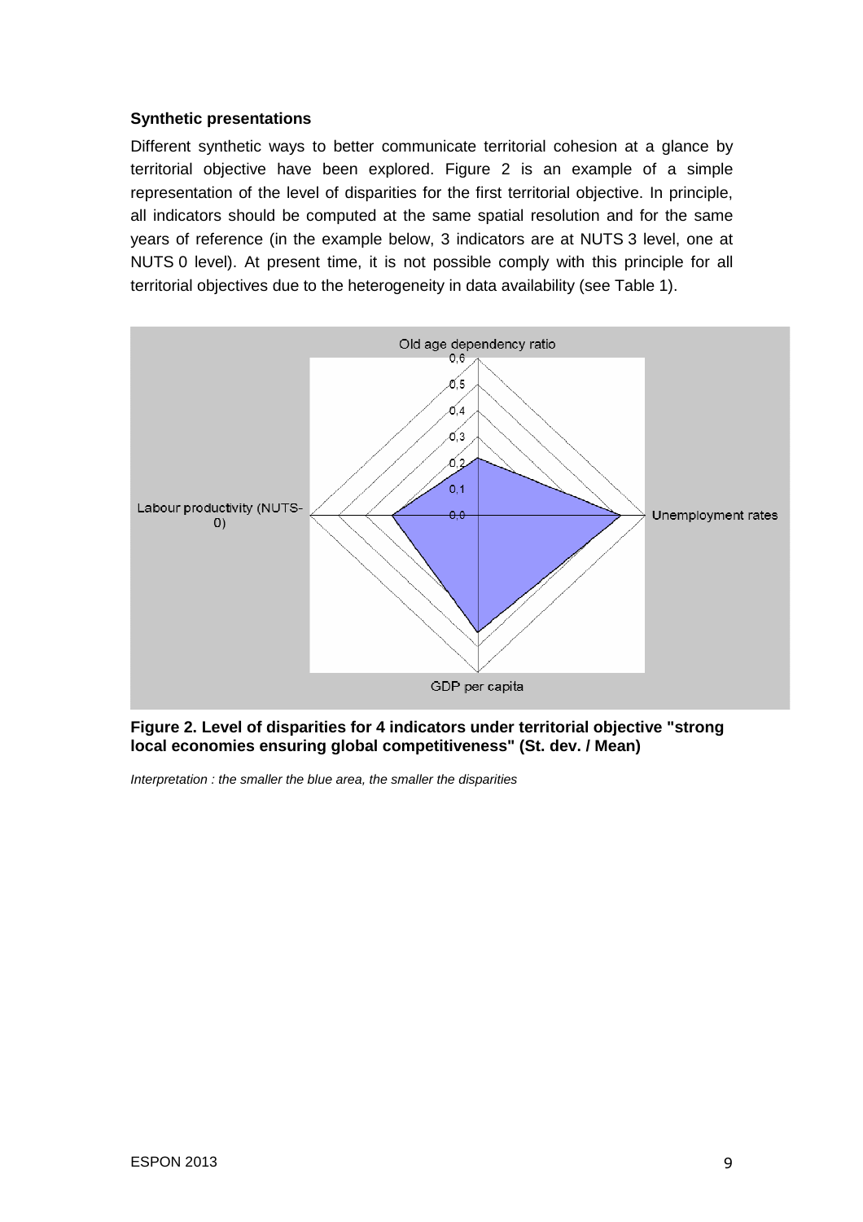### Synthetic presentations

Different synthetic ways to better communicate territorial cohesion at a glance by territorial objective have been explored. Figure 2 is an example of a simple representation of the level of disparities for the first territorial objective. In principle, all indicators should be computed at the same spatial resolution and for the same years of reference (in the example below, 3 indicators are at NUTS 3 level, one at NUTS 0 level). At present time, it is not possible comply with this principle for all territorial objectives due to the heterogeneity in data availability (see Table 1).

**Figure 2. Level of disparities for 4 indicators under territorial objective "strong local economies ensuring global competitiveness" (St. dev. / Mean)**

*Interpretation : the smaller the blue area, the smaller the disparities*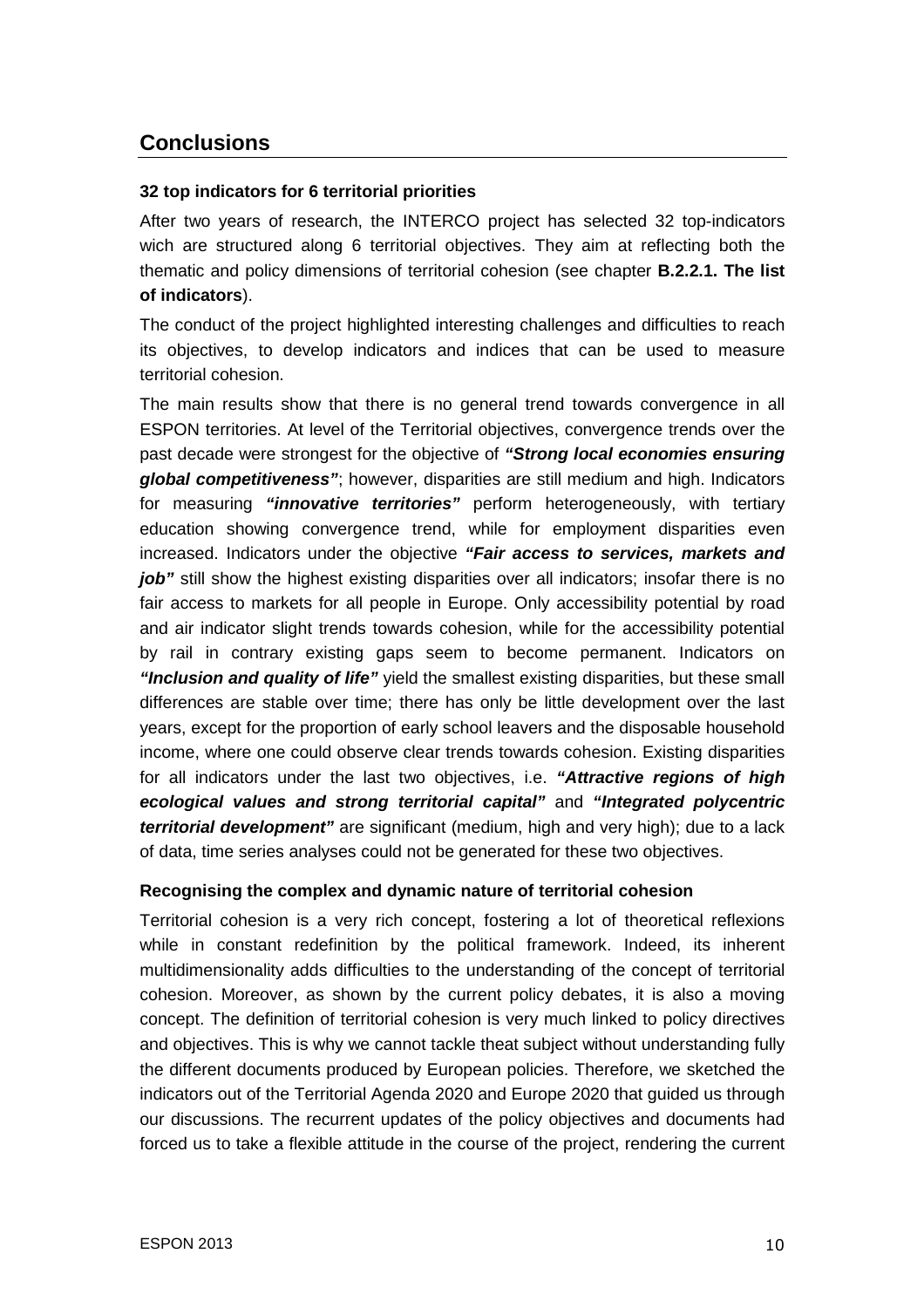## Conclusions

**32 top indicators for 6 territorial priorities**

After two years of research, the INTERCO project has selected 32 top-indicators wich are structured along 6 territorial objectives. They aim at reflecting both the thematic and policy dimensions of territorial cohesion (see chapter **B.2.2.1. The list of indicators**).

The conduct of the project highlighted interesting challenges and difficulties to reach its objectives, to develop indicators and indices that can be used to measure territorial cohesion.

The main results show that there is no general trend towards convergence in all ESPON territories. At level of the Territorial objectives, convergence trends over the past decade were strongest for the objective of ***"Strong local economies ensuring global competitiveness"***; however, disparities are still medium and high. Indicators for measuring ***"innovative territories"*** perform heterogeneously, with tertiary education showing convergence trend, while for employment disparities even increased. Indicators under the objective ***"Fair access to services, markets and job"*** still show the highest existing disparities over all indicators; insofar there is no fair access to markets for all people in Europe. Only accessibility potential by road and air indicator slight trends towards cohesion, while for the accessibility potential by rail in contrary existing gaps seem to become permanent. Indicators on ***"Inclusion and quality of life"*** yield the smallest existing disparities, but these small differences are stable over time; there has only be little development over the last years, except for the proportion of early school leavers and the disposable household income, where one could observe clear trends towards cohesion. Existing disparities for all indicators under the last two objectives, i.e. ***"Attractive regions of high ecological values and strong territorial capital"*** and ***"Integrated polycentric territorial development"*** are significant (medium, high and very high); due to a lack of data, time series analyses could not be generated for these two objectives.

**Recognising the complex and dynamic nature of territorial cohesion**

Territorial cohesion is a very rich concept, fostering a lot of theoretical reflexions while in constant redefinition by the political framework. Indeed, its inherent multidimensionality adds difficulties to the understanding of the concept of territorial cohesion. Moreover, as shown by the current policy debates, it is also a moving concept. The definition of territorial cohesion is very much linked to policy directives and objectives. This is why we cannot tackle theat subject without understanding fully the different documents produced by European policies. Therefore, we sketched the indicators out of the Territorial Agenda 2020 and Europe 2020 that guided us through our discussions. The recurrent updates of the policy objectives and documents had forced us to take a flexible attitude in the course of the project, rendering the current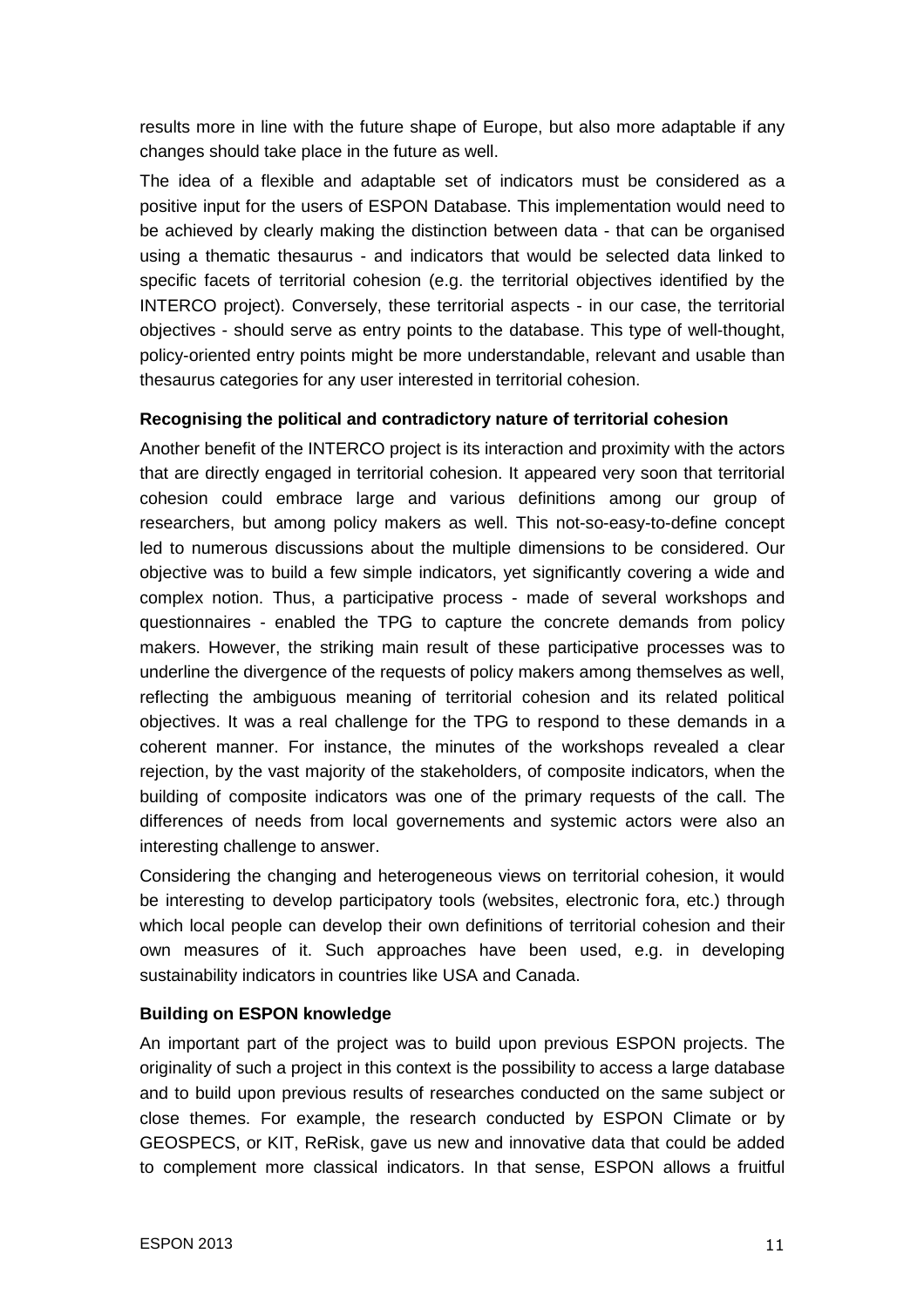results more in line with the future shape of Europe, but also more adaptable if any changes should take place in the future as well.

The idea of a flexible and adaptable set of indicators must be considered as a positive input for the users of ESPON Database. This implementation would need to be achieved by clearly making the distinction between data - that can be organised using a thematic thesaurus - and indicators that would be selected data linked to specific facets of territorial cohesion (e.g. the territorial objectives identified by the INTERCO project). Conversely, these territorial aspects - in our case, the territorial objectives - should serve as entry points to the database. This type of well-thought, policy-oriented entry points might be more understandable, relevant and usable than thesaurus categories for any user interested in territorial cohesion.

**Recognising the political and contradictory nature of territorial cohesion**

Another benefit of the INTERCO project is its interaction and proximity with the actors that are directly engaged in territorial cohesion. It appeared very soon that territorial cohesion could embrace large and various definitions among our group of researchers, but among policy makers as well. This not-so-easy-to-define concept led to numerous discussions about the multiple dimensions to be considered. Our objective was to build a few simple indicators, yet significantly covering a wide and complex notion. Thus, a participative process - made of several workshops and questionnaires - enabled the TPG to capture the concrete demands from policy makers. However, the striking main result of these participative processes was to underline the divergence of the requests of policy makers among themselves as well, reflecting the ambiguous meaning of territorial cohesion and its related political objectives. It was a real challenge for the TPG to respond to these demands in a coherent manner. For instance, the minutes of the workshops revealed a clear rejection, by the vast majority of the stakeholders, of composite indicators, when the building of composite indicators was one of the primary requests of the call. The differences of needs from local governements and systemic actors were also an interesting challenge to answer.

Considering the changing and heterogeneous views on territorial cohesion, it would be interesting to develop participatory tools (websites, electronic fora, etc.) through which local people can develop their own definitions of territorial cohesion and their own measures of it. Such approaches have been used, e.g. in developing sustainability indicators in countries like USA and Canada.

**Building on ESPON knowledge**

An important part of the project was to build upon previous ESPON projects. The originality of such a project in this context is the possibility to access a large database and to build upon previous results of researches conducted on the same subject or close themes. For example, the research conducted by ESPON Climate or by GEOSPECS, or KIT, ReRisk, gave us new and innovative data that could be added to complement more classical indicators. In that sense, ESPON allows a fruitful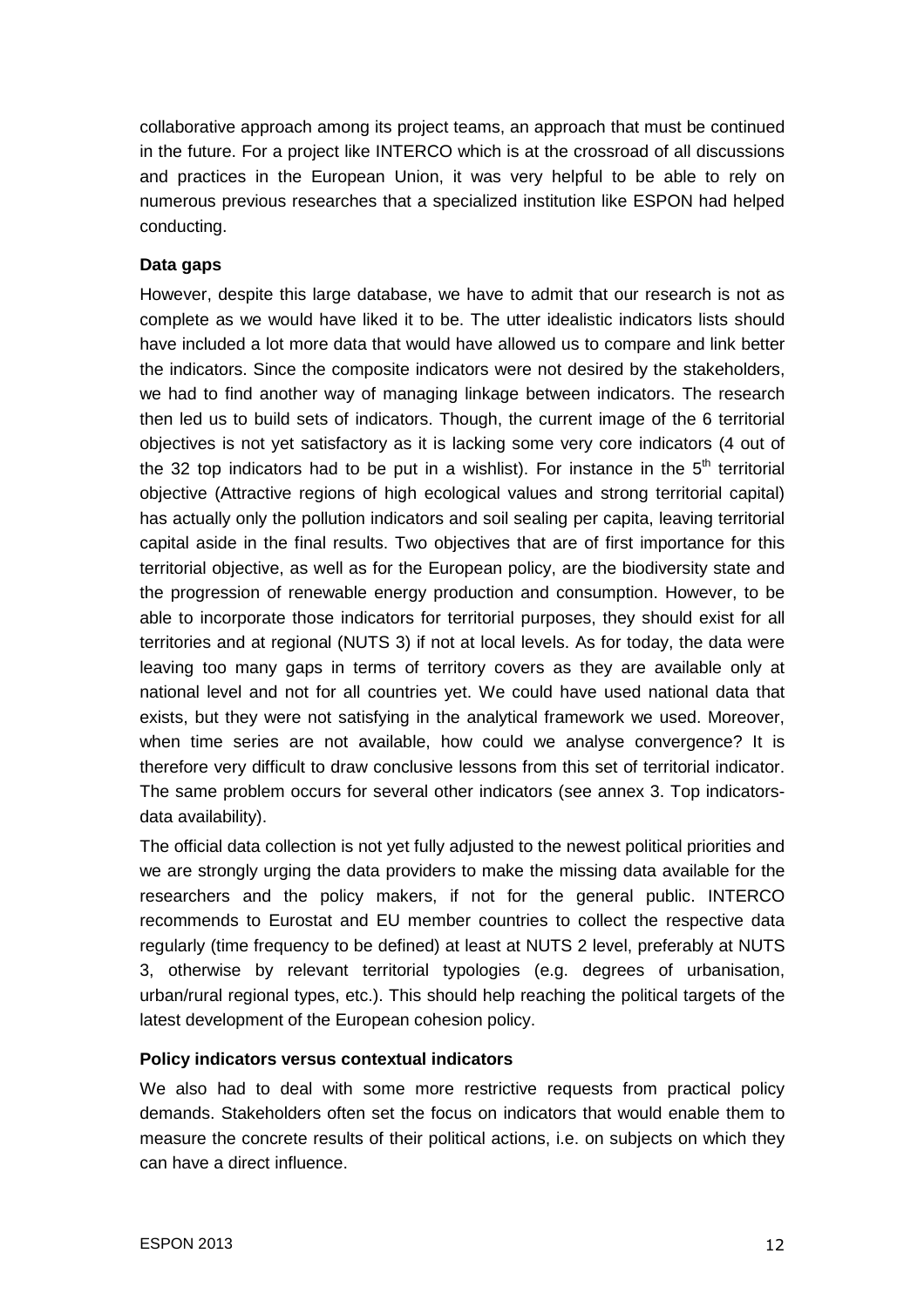collaborative approach among its project teams, an approach that must be continued in the future. For a project like INTERCO which is at the crossroad of all discussions and practices in the European Union, it was very helpful to be able to rely on numerous previous researches that a specialized institution like ESPON had helped conducting.

**Data gaps**

However, despite this large database, we have to admit that our research is not as complete as we would have liked it to be. The utter idealistic indicators lists should have included a lot more data that would have allowed us to compare and link better the indicators. Since the composite indicators were not desired by the stakeholders, we had to find another way of managing linkage between indicators. The research then led us to build sets of indicators. Though, the current image of the 6 territorial objectives is not yet satisfactory as it is lacking some very core indicators (4 out of the 32 top indicators had to be put in a wishlist). For instance in the 5th territorial objective (Attractive regions of high ecological values and strong territorial capital) has actually only the pollution indicators and soil sealing per capita, leaving territorial capital aside in the final results. Two objectives that are of first importance for this territorial objective, as well as for the European policy, are the biodiversity state and the progression of renewable energy production and consumption. However, to be able to incorporate those indicators for territorial purposes, they should exist for all territories and at regional (NUTS 3) if not at local levels. As for today, the data were leaving too many gaps in terms of territory covers as they are available only at national level and not for all countries yet. We could have used national data that exists, but they were not satisfying in the analytical framework we used. Moreover, when time series are not available, how could we analyse convergence? It is therefore very difficult to draw conclusive lessons from this set of territorial indicator. The same problem occurs for several other indicators (see annex 3. Top indicators-data availability).

The official data collection is not yet fully adjusted to the newest political priorities and we are strongly urging the data providers to make the missing data available for the researchers and the policy makers, if not for the general public. INTERCO recommends to Eurostat and EU member countries to collect the respective data regularly (time frequency to be defined) at least at NUTS 2 level, preferably at NUTS 3, otherwise by relevant territorial typologies (e.g. degrees of urbanisation, urban/rural regional types, etc.). This should help reaching the political targets of the latest development of the European cohesion policy.

**Policy indicators versus contextual indicators**

We also had to deal with some more restrictive requests from practical policy demands. Stakeholders often set the focus on indicators that would enable them to measure the concrete results of their political actions, i.e. on subjects on which they can have a direct influence.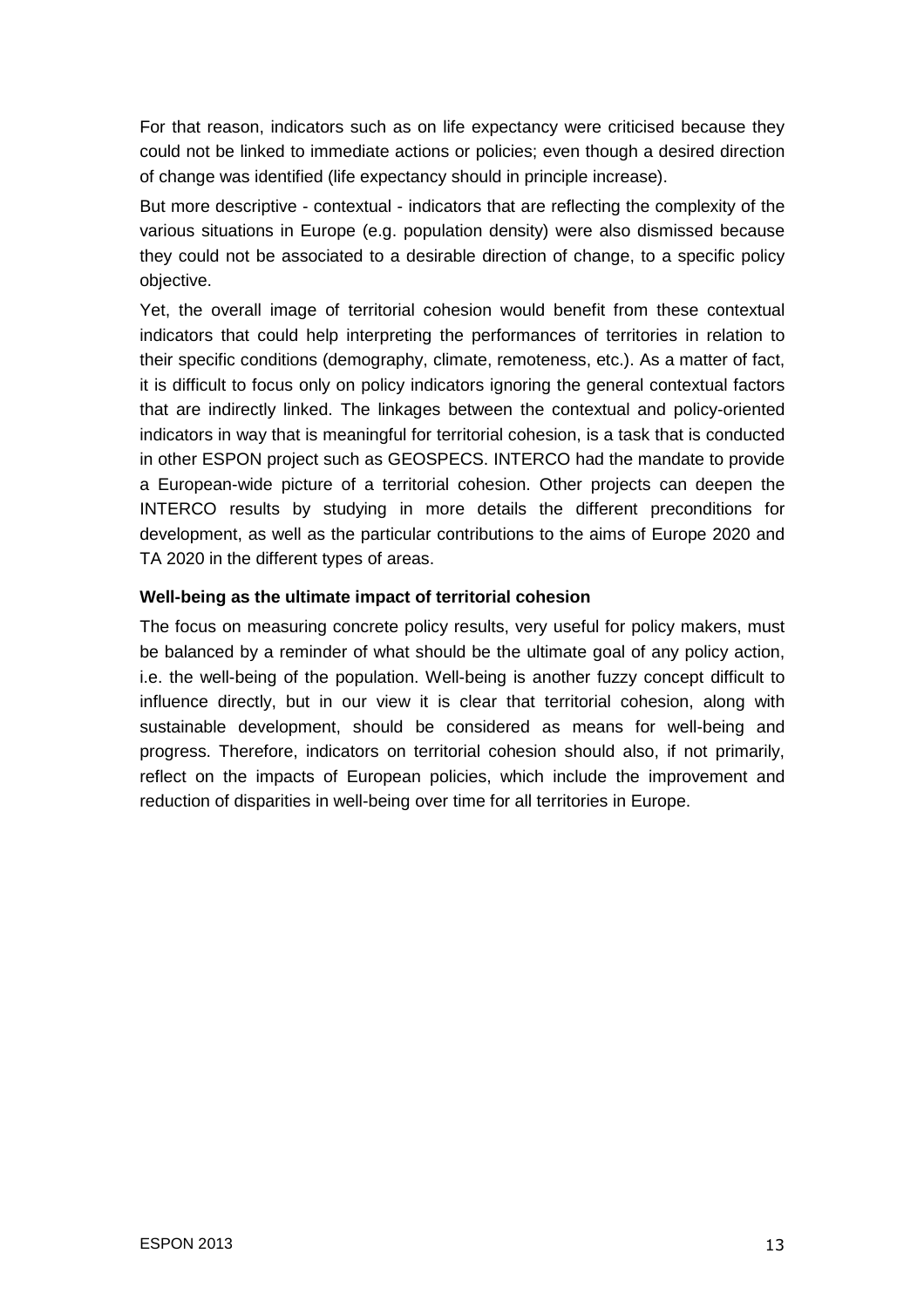For that reason, indicators such as on life expectancy were criticised because they could not be linked to immediate actions or policies; even though a desired direction of change was identified (life expectancy should in principle increase).

But more descriptive - contextual - indicators that are reflecting the complexity of the various situations in Europe (e.g. population density) were also dismissed because they could not be associated to a desirable direction of change, to a specific policy objective.

Yet, the overall image of territorial cohesion would benefit from these contextual indicators that could help interpreting the performances of territories in relation to their specific conditions (demography, climate, remoteness, etc.). As a matter of fact, it is difficult to focus only on policy indicators ignoring the general contextual factors that are indirectly linked. The linkages between the contextual and policy-oriented indicators in way that is meaningful for territorial cohesion, is a task that is conducted in other ESPON project such as GEOSPECS. INTERCO had the mandate to provide a European-wide picture of a territorial cohesion. Other projects can deepen the INTERCO results by studying in more details the different preconditions for development, as well as the particular contributions to the aims of Europe 2020 and TA 2020 in the different types of areas.

**Well-being as the ultimate impact of territorial cohesion**

The focus on measuring concrete policy results, very useful for policy makers, must be balanced by a reminder of what should be the ultimate goal of any policy action, i.e. the well-being of the population. Well-being is another fuzzy concept difficult to influence directly, but in our view it is clear that territorial cohesion, along with sustainable development, should be considered as means for well-being and progress. Therefore, indicators on territorial cohesion should also, if not primarily, reflect on the impacts of European policies, which include the improvement and reduction of disparities in well-being over time for all territories in Europe.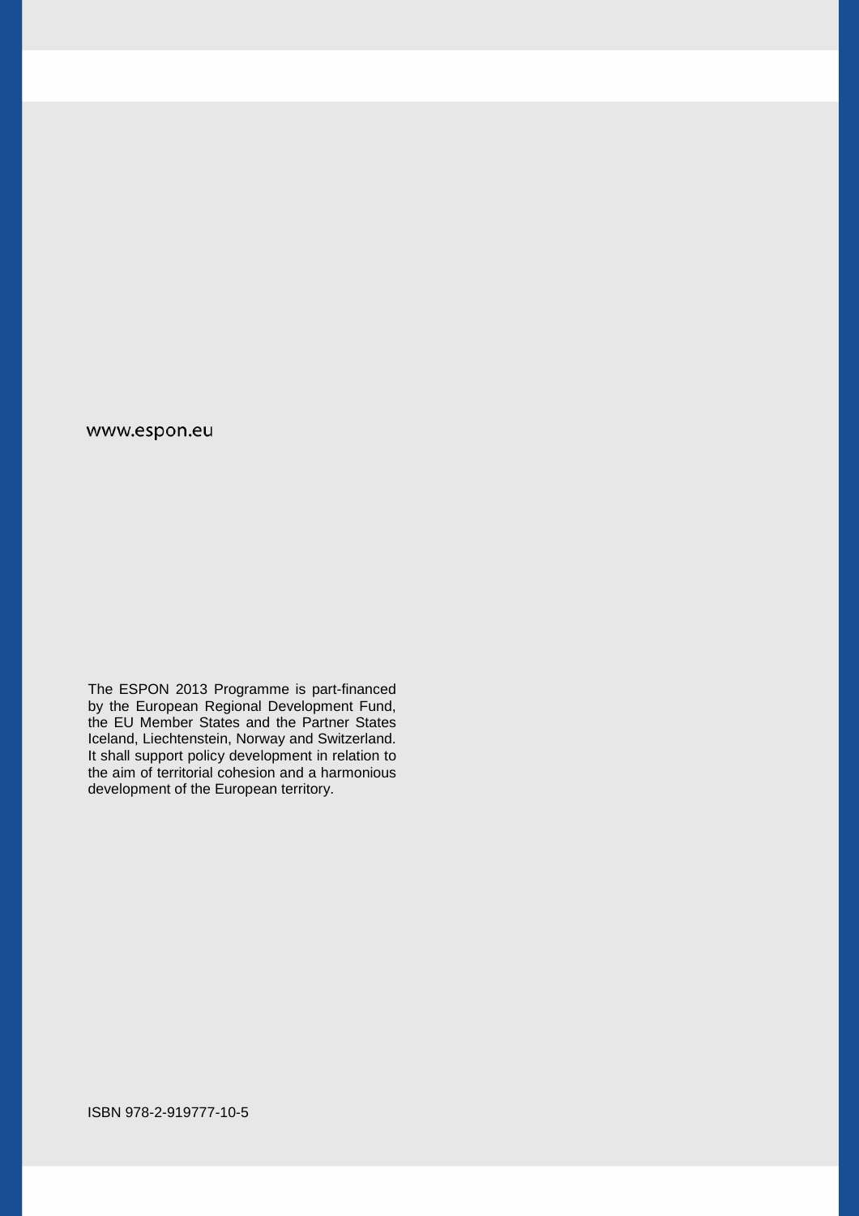www.espon.eu

The ESPON 2013 Programme is part-financed by the European Regional Development Fund, the EU Member States and the Partner States Iceland, Liechtenstein, Norway and Switzerland. It shall support policy development in relation to the aim of territorial cohesion and a harmonious development of the European territory.

ISBN 978-2-919777-10-5